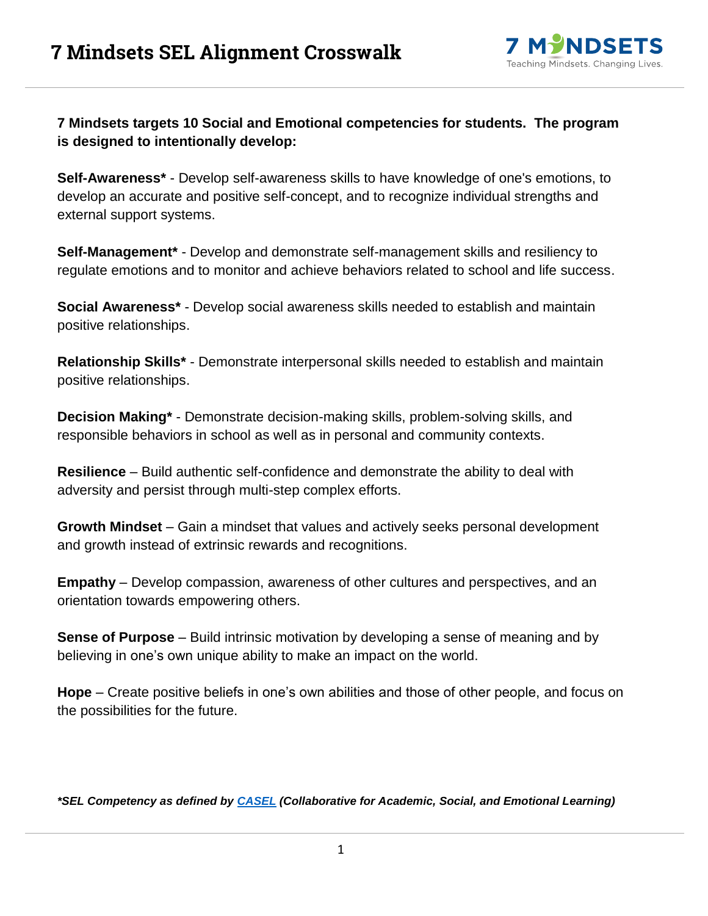# 7 Mindsets SEL Alignment Crosswalk

**7 Mindsets targets 10 Social and Emotional competencies for students. The program is designed to intentionally develop:**

**Self-Awareness*** - Develop self-awareness skills to have knowledge of one's emotions, to develop an accurate and positive self-concept, and to recognize individual strengths and external support systems.

**Self-Management*** - Develop and demonstrate self-management skills and resiliency to regulate emotions and to monitor and achieve behaviors related to school and life success.

**Social Awareness*** - Develop social awareness skills needed to establish and maintain positive relationships.

**Relationship Skills*** - Demonstrate interpersonal skills needed to establish and maintain positive relationships.

**Decision Making*** - Demonstrate decision-making skills, problem-solving skills, and responsible behaviors in school as well as in personal and community contexts.

**Resilience** – Build authentic self-confidence and demonstrate the ability to deal with adversity and persist through multi-step complex efforts.

**Growth Mindset** – Gain a mindset that values and actively seeks personal development and growth instead of extrinsic rewards and recognitions.

**Empathy** – Develop compassion, awareness of other cultures and perspectives, and an orientation towards empowering others.

**Sense of Purpose** – Build intrinsic motivation by developing a sense of meaning and by believing in one's own unique ability to make an impact on the world.

**Hope** – Create positive beliefs in one's own abilities and those of other people, and focus on the possibilities for the future.

***SEL Competency as defined by CASEL (Collaborative for Academic, Social, and Emotional Learning)***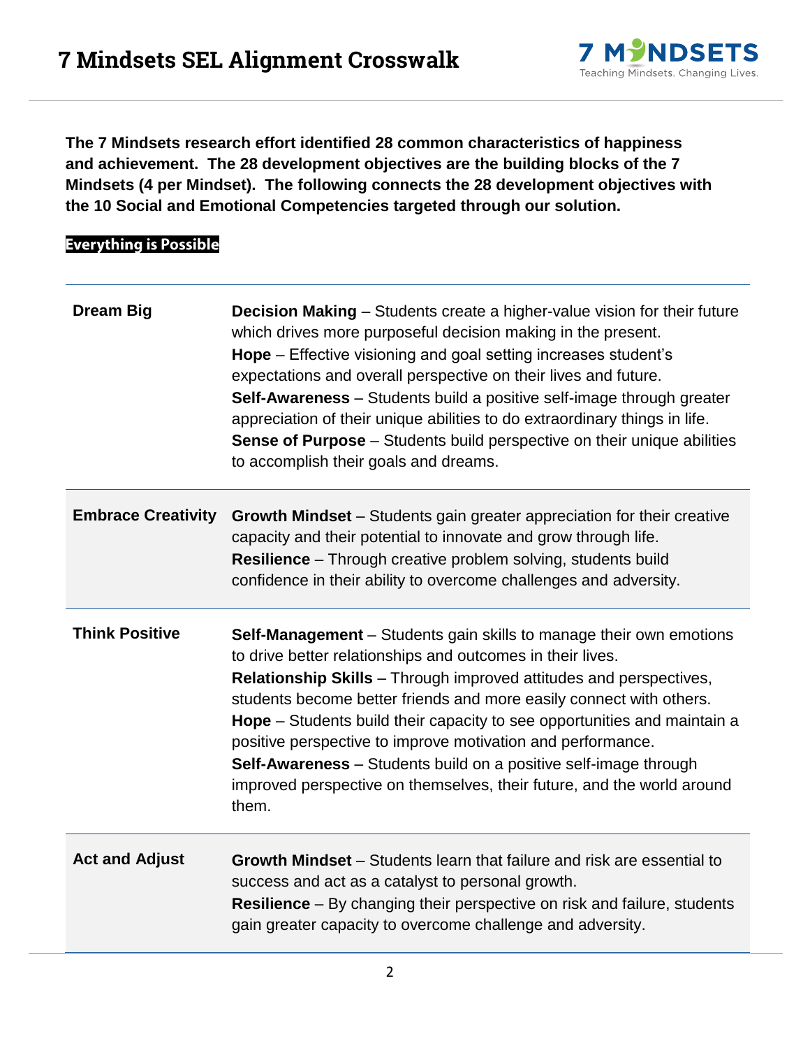# 7 Mindsets SEL Alignment Crosswalk

**The 7 Mindsets research effort identified 28 common characteristics of happiness and achievement. The 28 development objectives are the building blocks of the 7 Mindsets (4 per Mindset). The following connects the 28 development objectives with the 10 Social and Emotional Competencies targeted through our solution.**

## Everything is Possible

| | |
|---|---|
| **Dream Big** | **Decision Making** – Students create a higher-value vision for their future which drives more purposeful decision making in the present.<br>**Hope** – Effective visioning and goal setting increases student's expectations and overall perspective on their lives and future.<br>**Self-Awareness** – Students build a positive self-image through greater appreciation of their unique abilities to do extraordinary things in life.<br>**Sense of Purpose** – Students build perspective on their unique abilities to accomplish their goals and dreams. |
| **Embrace Creativity** | **Growth Mindset** – Students gain greater appreciation for their creative capacity and their potential to innovate and grow through life.<br>**Resilience** – Through creative problem solving, students build confidence in their ability to overcome challenges and adversity. |
| **Think Positive** | **Self-Management** – Students gain skills to manage their own emotions to drive better relationships and outcomes in their lives.<br>**Relationship Skills** – Through improved attitudes and perspectives, students become better friends and more easily connect with others.<br>**Hope** – Students build their capacity to see opportunities and maintain a positive perspective to improve motivation and performance.<br>**Self-Awareness** – Students build on a positive self-image through improved perspective on themselves, their future, and the world around them. |
| **Act and Adjust** | **Growth Mindset** – Students learn that failure and risk are essential to success and act as a catalyst to personal growth.<br>**Resilience** – By changing their perspective on risk and failure, students gain greater capacity to overcome challenge and adversity. |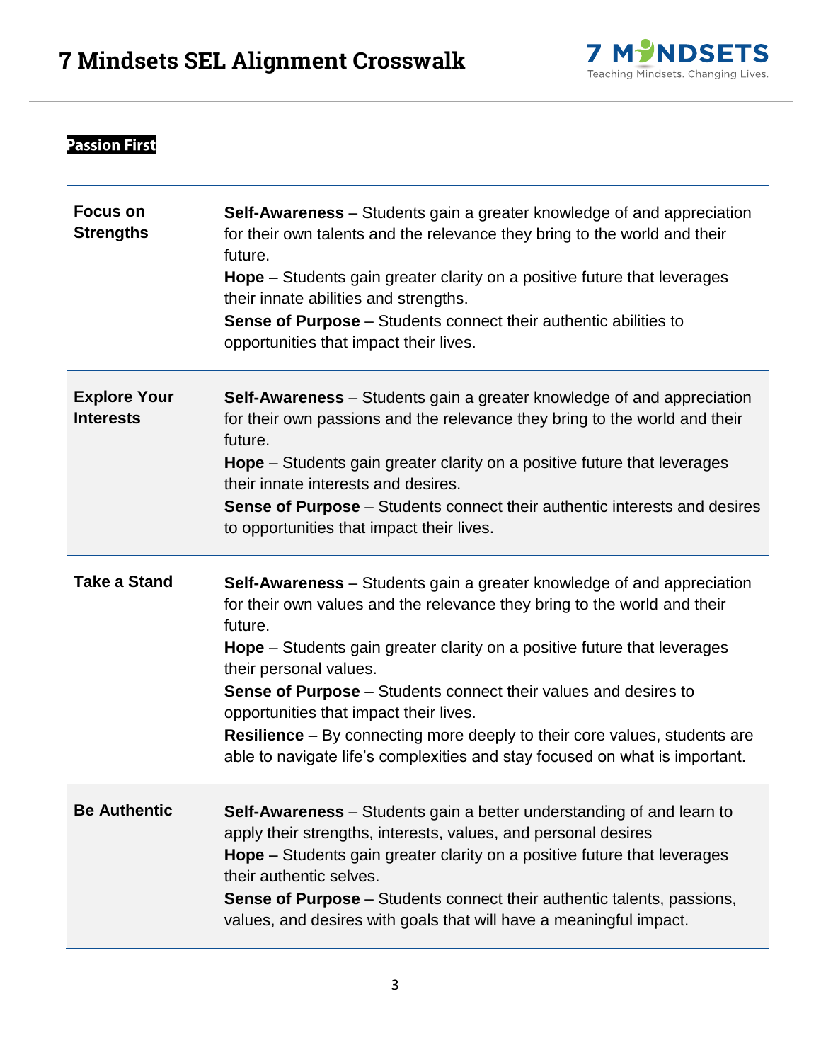**Passion First**

| | |
|---|---|
| **Focus on Strengths** | **Self-Awareness** – Students gain a greater knowledge of and appreciation for their own talents and the relevance they bring to the world and their future.<br>**Hope** – Students gain greater clarity on a positive future that leverages their innate abilities and strengths.<br>**Sense of Purpose** – Students connect their authentic abilities to opportunities that impact their lives. |
| **Explore Your Interests** | **Self-Awareness** – Students gain a greater knowledge of and appreciation for their own passions and the relevance they bring to the world and their future.<br>**Hope** – Students gain greater clarity on a positive future that leverages their innate interests and desires.<br>**Sense of Purpose** – Students connect their authentic interests and desires to opportunities that impact their lives. |
| **Take a Stand** | **Self-Awareness** – Students gain a greater knowledge of and appreciation for their own values and the relevance they bring to the world and their future.<br>**Hope** – Students gain greater clarity on a positive future that leverages their personal values.<br>**Sense of Purpose** – Students connect their values and desires to opportunities that impact their lives.<br>**Resilience** – By connecting more deeply to their core values, students are able to navigate life's complexities and stay focused on what is important. |
| **Be Authentic** | **Self-Awareness** – Students gain a better understanding of and learn to apply their strengths, interests, values, and personal desires<br>**Hope** – Students gain greater clarity on a positive future that leverages their authentic selves.<br>**Sense of Purpose** – Students connect their authentic talents, passions, values, and desires with goals that will have a meaningful impact. |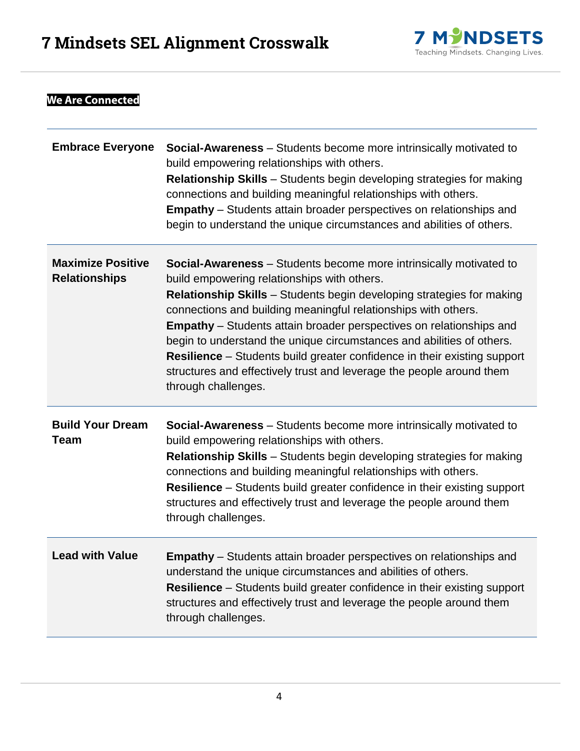# 7 Mindsets SEL Alignment Crosswalk

**We Are Connected**

| | |
|---|---|
| **Embrace Everyone** | **Social-Awareness** – Students become more intrinsically motivated to build empowering relationships with others.<br>**Relationship Skills** – Students begin developing strategies for making connections and building meaningful relationships with others.<br>**Empathy** – Students attain broader perspectives on relationships and begin to understand the unique circumstances and abilities of others. |
| **Maximize Positive Relationships** | **Social-Awareness** – Students become more intrinsically motivated to build empowering relationships with others.<br>**Relationship Skills** – Students begin developing strategies for making connections and building meaningful relationships with others.<br>**Empathy** – Students attain broader perspectives on relationships and begin to understand the unique circumstances and abilities of others.<br>**Resilience** – Students build greater confidence in their existing support structures and effectively trust and leverage the people around them through challenges. |
| **Build Your Dream Team** | **Social-Awareness** – Students become more intrinsically motivated to build empowering relationships with others.<br>**Relationship Skills** – Students begin developing strategies for making connections and building meaningful relationships with others.<br>**Resilience** – Students build greater confidence in their existing support structures and effectively trust and leverage the people around them through challenges. |
| **Lead with Value** | **Empathy** – Students attain broader perspectives on relationships and understand the unique circumstances and abilities of others.<br>**Resilience** – Students build greater confidence in their existing support structures and effectively trust and leverage the people around them through challenges. |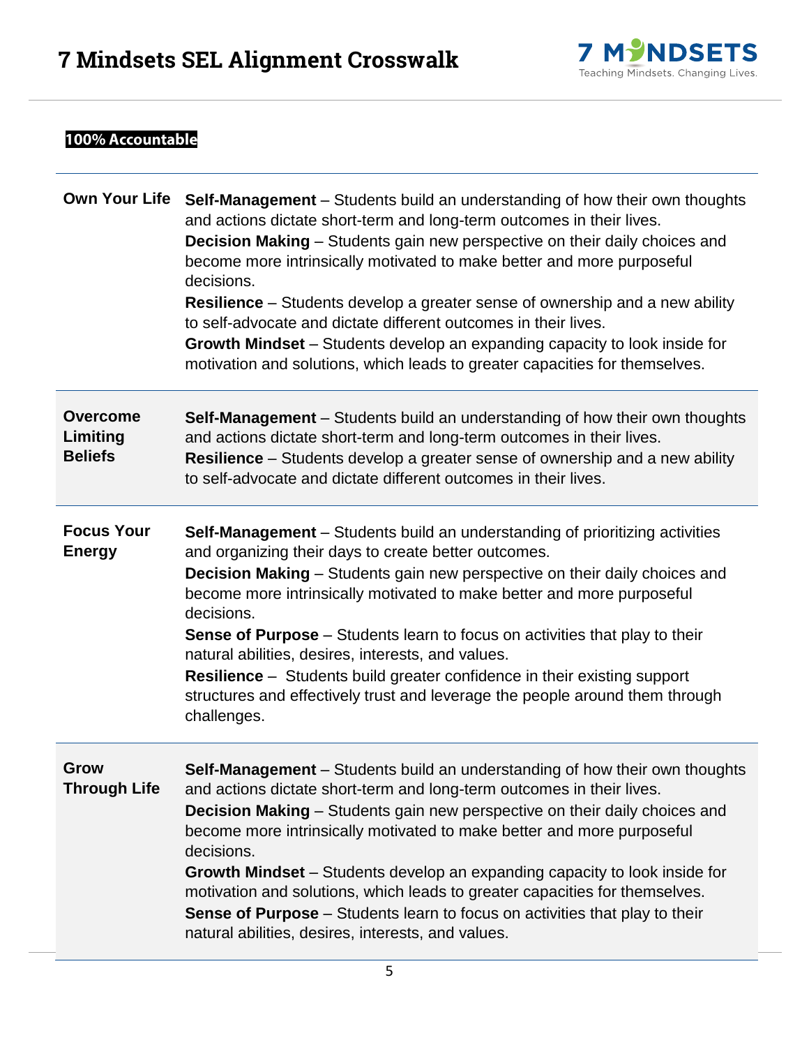# 7 Mindsets SEL Alignment Crosswalk

### 100% Accountable

| | |
|---|---|
| **Own Your Life** | **Self-Management** – Students build an understanding of how their own thoughts and actions dictate short-term and long-term outcomes in their lives.<br>**Decision Making** – Students gain new perspective on their daily choices and become more intrinsically motivated to make better and more purposeful decisions.<br>**Resilience** – Students develop a greater sense of ownership and a new ability to self-advocate and dictate different outcomes in their lives.<br>**Growth Mindset** – Students develop an expanding capacity to look inside for motivation and solutions, which leads to greater capacities for themselves. |
| **Overcome Limiting Beliefs** | **Self-Management** – Students build an understanding of how their own thoughts and actions dictate short-term and long-term outcomes in their lives.<br>**Resilience** – Students develop a greater sense of ownership and a new ability to self-advocate and dictate different outcomes in their lives. |
| **Focus Your Energy** | **Self-Management** – Students build an understanding of prioritizing activities and organizing their days to create better outcomes.<br>**Decision Making** – Students gain new perspective on their daily choices and become more intrinsically motivated to make better and more purposeful decisions.<br>**Sense of Purpose** – Students learn to focus on activities that play to their natural abilities, desires, interests, and values.<br>**Resilience** – Students build greater confidence in their existing support structures and effectively trust and leverage the people around them through challenges. |
| **Grow Through Life** | **Self-Management** – Students build an understanding of how their own thoughts and actions dictate short-term and long-term outcomes in their lives.<br>**Decision Making** – Students gain new perspective on their daily choices and become more intrinsically motivated to make better and more purposeful decisions.<br>**Growth Mindset** – Students develop an expanding capacity to look inside for motivation and solutions, which leads to greater capacities for themselves.<br>**Sense of Purpose** – Students learn to focus on activities that play to their natural abilities, desires, interests, and values. |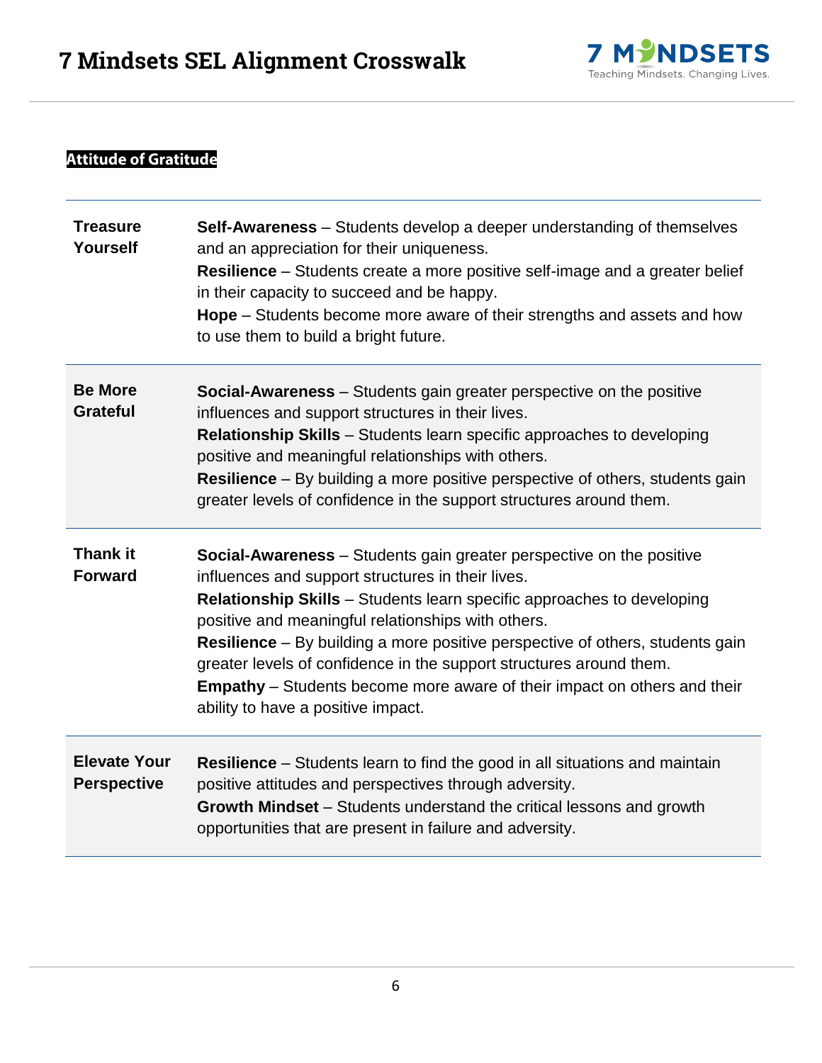# 7 Mindsets SEL Alignment Crosswalk

### Attitude of Gratitude

| | |
|---|---|
| **Treasure Yourself** | **Self-Awareness** – Students develop a deeper understanding of themselves and an appreciation for their uniqueness.<br>**Resilience** – Students create a more positive self-image and a greater belief in their capacity to succeed and be happy.<br>**Hope** – Students become more aware of their strengths and assets and how to use them to build a bright future. |
| **Be More Grateful** | **Social-Awareness** – Students gain greater perspective on the positive influences and support structures in their lives.<br>**Relationship Skills** – Students learn specific approaches to developing positive and meaningful relationships with others.<br>**Resilience** – By building a more positive perspective of others, students gain greater levels of confidence in the support structures around them. |
| **Thank it Forward** | **Social-Awareness** – Students gain greater perspective on the positive influences and support structures in their lives.<br>**Relationship Skills** – Students learn specific approaches to developing positive and meaningful relationships with others.<br>**Resilience** – By building a more positive perspective of others, students gain greater levels of confidence in the support structures around them.<br>**Empathy** – Students become more aware of their impact on others and their ability to have a positive impact. |
| **Elevate Your Perspective** | **Resilience** – Students learn to find the good in all situations and maintain positive attitudes and perspectives through adversity.<br>**Growth Mindset** – Students understand the critical lessons and growth opportunities that are present in failure and adversity. |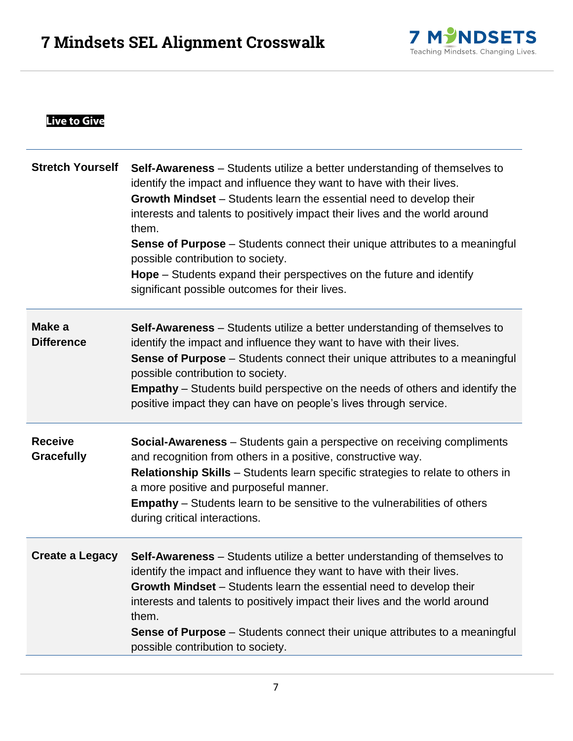# 7 Mindsets SEL Alignment Crosswalk

## Live to Give

| | |
|---|---|
| **Stretch Yourself** | **Self-Awareness** – Students utilize a better understanding of themselves to identify the impact and influence they want to have with their lives.<br>**Growth Mindset** – Students learn the essential need to develop their interests and talents to positively impact their lives and the world around them.<br>**Sense of Purpose** – Students connect their unique attributes to a meaningful possible contribution to society.<br>**Hope** – Students expand their perspectives on the future and identify significant possible outcomes for their lives. |
| **Make a Difference** | **Self-Awareness** – Students utilize a better understanding of themselves to identify the impact and influence they want to have with their lives.<br>**Sense of Purpose** – Students connect their unique attributes to a meaningful possible contribution to society.<br>**Empathy** – Students build perspective on the needs of others and identify the positive impact they can have on people's lives through service. |
| **Receive Gracefully** | **Social-Awareness** – Students gain a perspective on receiving compliments and recognition from others in a positive, constructive way.<br>**Relationship Skills** – Students learn specific strategies to relate to others in a more positive and purposeful manner.<br>**Empathy** – Students learn to be sensitive to the vulnerabilities of others during critical interactions. |
| **Create a Legacy** | **Self-Awareness** – Students utilize a better understanding of themselves to identify the impact and influence they want to have with their lives.<br>**Growth Mindset** – Students learn the essential need to develop their interests and talents to positively impact their lives and the world around them.<br>**Sense of Purpose** – Students connect their unique attributes to a meaningful possible contribution to society. |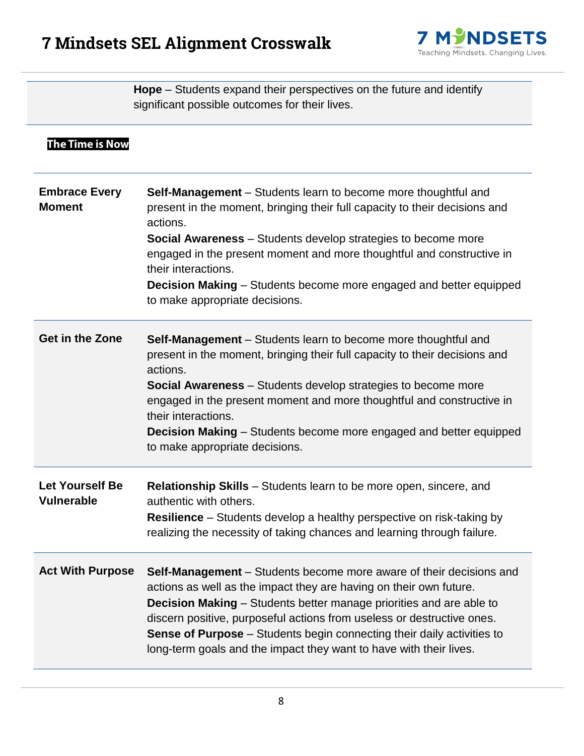# 7 Mindsets SEL Alignment Crosswalk

| | |
|---|---|
| | **Hope** – Students expand their perspectives on the future and identify significant possible outcomes for their lives. |

**The Time is Now**

| | |
|---|---|
| **Embrace Every Moment** | **Self-Management** – Students learn to become more thoughtful and present in the moment, bringing their full capacity to their decisions and actions.<br>**Social Awareness** – Students develop strategies to become more engaged in the present moment and more thoughtful and constructive in their interactions.<br>**Decision Making** – Students become more engaged and better equipped to make appropriate decisions. |
| **Get in the Zone** | **Self-Management** – Students learn to become more thoughtful and present in the moment, bringing their full capacity to their decisions and actions.<br>**Social Awareness** – Students develop strategies to become more engaged in the present moment and more thoughtful and constructive in their interactions.<br>**Decision Making** – Students become more engaged and better equipped to make appropriate decisions. |
| **Let Yourself Be Vulnerable** | **Relationship Skills** – Students learn to be more open, sincere, and authentic with others.<br>**Resilience** – Students develop a healthy perspective on risk-taking by realizing the necessity of taking chances and learning through failure. |
| **Act With Purpose** | **Self-Management** – Students become more aware of their decisions and actions as well as the impact they are having on their own future.<br>**Decision Making** – Students better manage priorities and are able to discern positive, purposeful actions from useless or destructive ones.<br>**Sense of Purpose** – Students begin connecting their daily activities to long-term goals and the impact they want to have with their lives. |